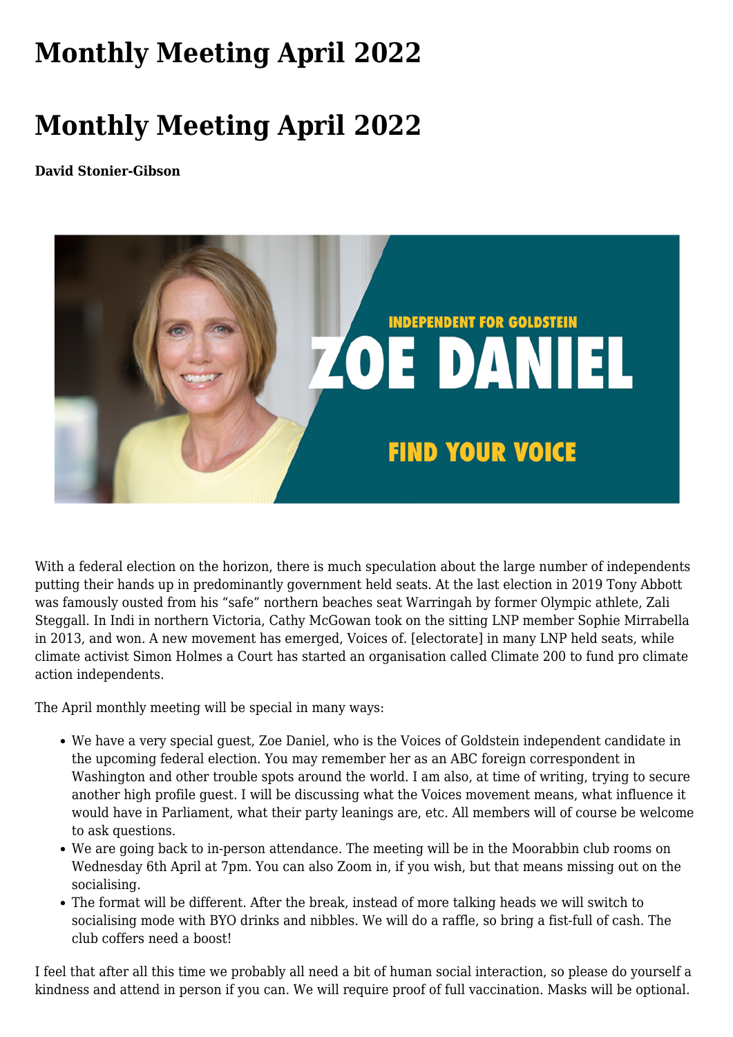# Monthly Meeting April 2022

# Monthly Meeting April 2022

**David Stonier-Gibson**

With a federal election on the horizon, there is much speculation about the large number of independents putting their hands up in predominantly government held seats. At the last election in 2019 Tony Abbott was famously ousted from his "safe" northern beaches seat Warringah by former Olympic athlete, Zali Steggall. In Indi in northern Victoria, Cathy McGowan took on the sitting LNP member Sophie Mirrabella in 2013, and won. A new movement has emerged, Voices of. [electorate] in many LNP held seats, while climate activist Simon Holmes a Court has started an organisation called Climate 200 to fund pro climate action independents.

The April monthly meeting will be special in many ways:

- We have a very special guest, Zoe Daniel, who is the Voices of Goldstein independent candidate in the upcoming federal election. You may remember her as an ABC foreign correspondent in Washington and other trouble spots around the world. I am also, at time of writing, trying to secure another high profile guest. I will be discussing what the Voices movement means, what influence it would have in Parliament, what their party leanings are, etc. All members will of course be welcome to ask questions.
- We are going back to in-person attendance. The meeting will be in the Moorabbin club rooms on Wednesday 6th April at 7pm. You can also Zoom in, if you wish, but that means missing out on the socialising.
- The format will be different. After the break, instead of more talking heads we will switch to socialising mode with BYO drinks and nibbles. We will do a raffle, so bring a fist-full of cash. The club coffers need a boost!

I feel that after all this time we probably all need a bit of human social interaction, so please do yourself a kindness and attend in person if you can. We will require proof of full vaccination. Masks will be optional.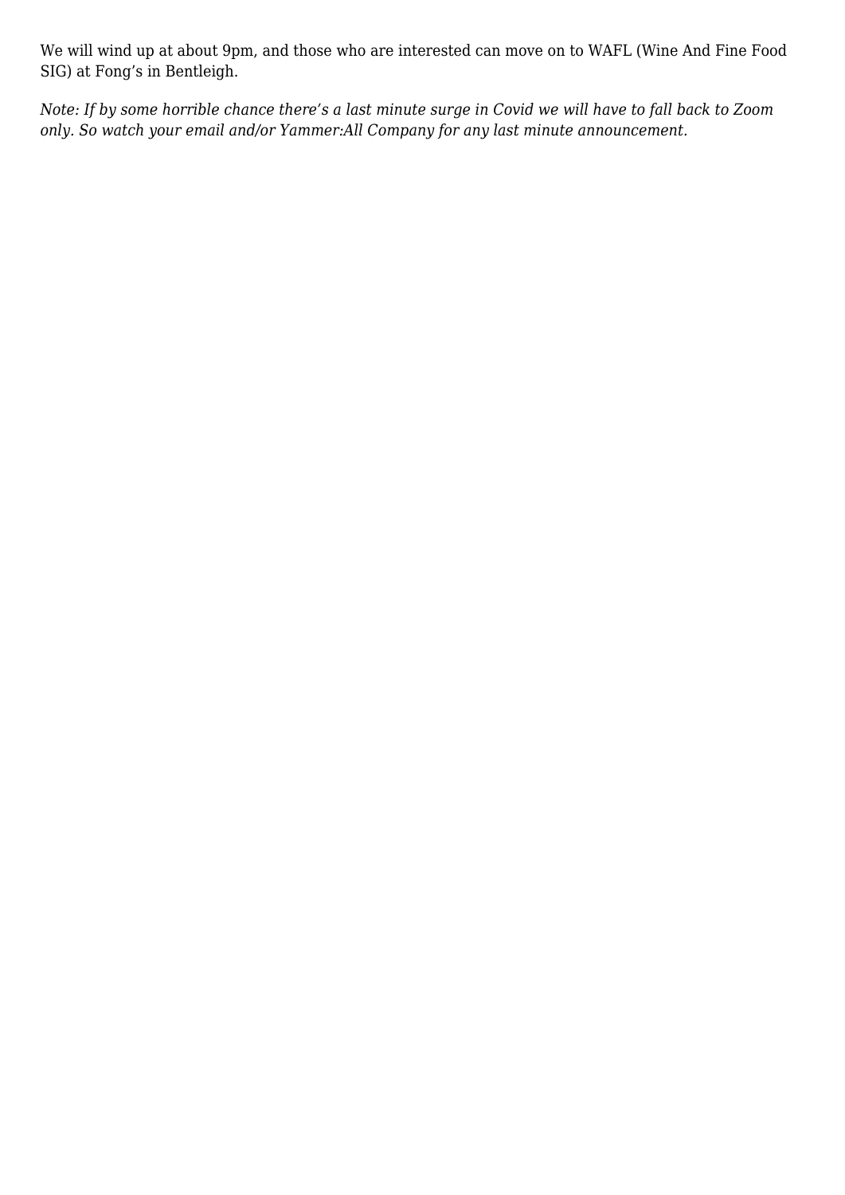We will wind up at about 9pm, and those who are interested can move on to WAFL (Wine And Fine Food SIG) at Fong's in Bentleigh.

*Note: If by some horrible chance there's a last minute surge in Covid we will have to fall back to Zoom only. So watch your email and/or Yammer:All Company for any last minute announcement.*